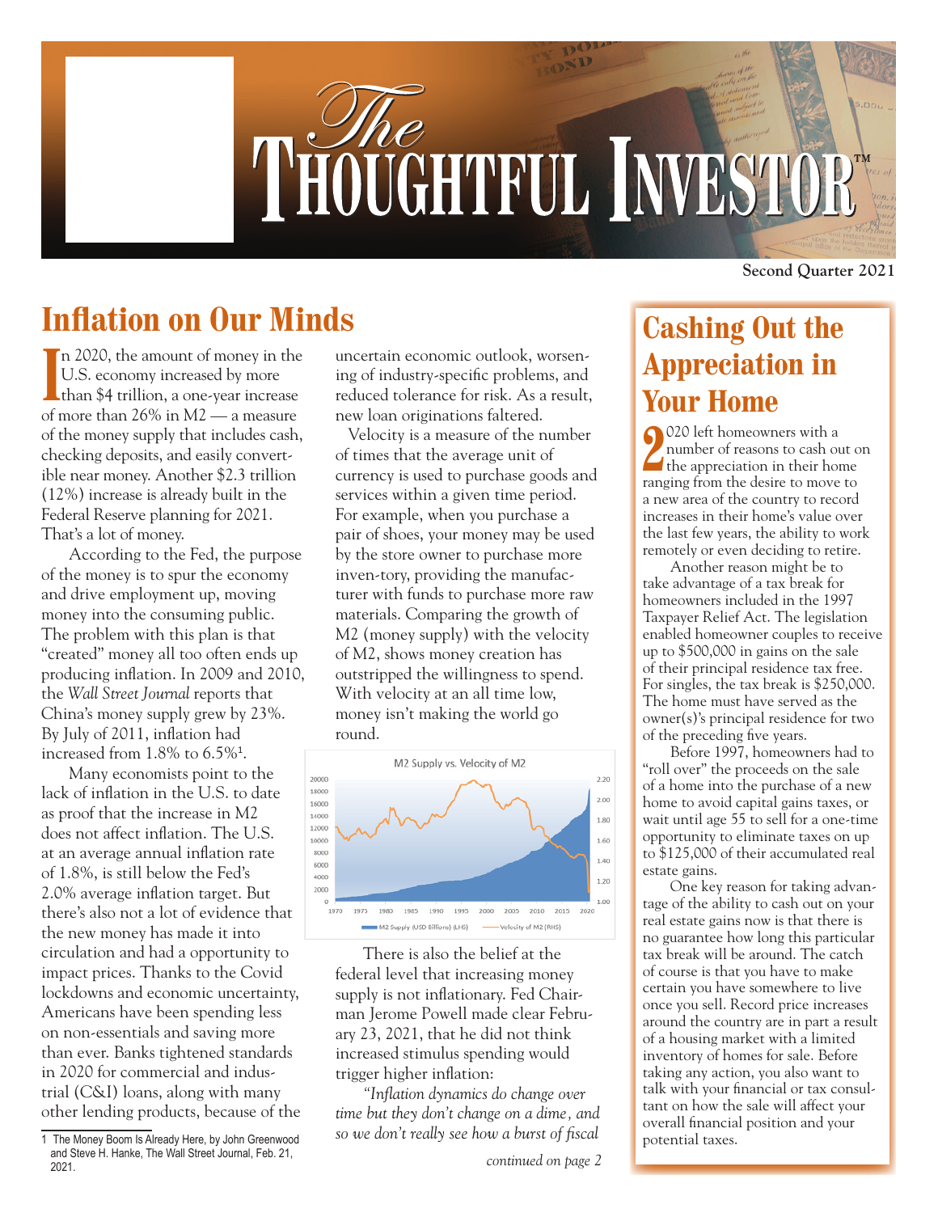# The Thoughtful Investor™

Second Quarter 2021

## Inflation on Our Minds

In 2020, the amount of money in the U.S. economy increased by more than $4 trillion, a one-year increase of more than 26% in M2 — a measure of the money supply that includes cash, checking deposits, and easily convertible near money. Another $2.3 trillion (12%) increase is already built in the Federal Reserve planning for 2021. That's a lot of money.

According to the Fed, the purpose of the money is to spur the economy and drive employment up, moving money into the consuming public. The problem with this plan is that "created" money all too often ends up producing inflation. In 2009 and 2010, the *Wall Street Journal* reports that China's money supply grew by 23%. By July of 2011, inflation had increased from 1.8% to 6.5%[1].

Many economists point to the lack of inflation in the U.S. to date as proof that the increase in M2 does not affect inflation. The U.S. at an average annual inflation rate of 1.8%, is still below the Fed's 2.0% average inflation target. But there's also not a lot of evidence that the new money has made it into circulation and had a opportunity to impact prices. Thanks to the Covid lockdowns and economic uncertainty, Americans have been spending less on non-essentials and saving more than ever. Banks tightened standards in 2020 for commercial and industrial (C&I) loans, along with many other lending products, because of the uncertain economic outlook, worsening of industry-specific problems, and reduced tolerance for risk. As a result, new loan originations faltered.

Velocity is a measure of the number of times that the average unit of currency is used to purchase goods and services within a given time period. For example, when you purchase a pair of shoes, your money may be used by the store owner to purchase more inven-tory, providing the manufacturer with funds to purchase more raw materials. Comparing the growth of M2 (money supply) with the velocity of M2, shows money creation has outstripped the willingness to spend. With velocity at an all time low, money isn't making the world go round.

M2 Supply vs. Velocity of M2

[Chart: M2 Supply (USD Billions) (LHS) and Velocity of M2 (RHS), 1970–2020]

There is also the belief at the federal level that increasing money supply is not inflationary. Fed Chairman Jerome Powell made clear February 23, 2021, that he did not think increased stimulus spending would trigger higher inflation:

*"Inflation dynamics do change over time but they don't change on a dime, and so we don't really see how a burst of fiscal*

*continued on page 2*

[1] The Money Boom Is Already Here, by John Greenwood and Steve H. Hanke, The Wall Street Journal, Feb. 21, 2021.

## Cashing Out the Appreciation in Your Home

2020 left homeowners with a number of reasons to cash out on the appreciation in their home ranging from the desire to move to a new area of the country to record increases in their home's value over the last few years, the ability to work remotely or even deciding to retire.

Another reason might be to take advantage of a tax break for homeowners included in the 1997 Taxpayer Relief Act. The legislation enabled homeowner couples to receive up to $500,000 in gains on the sale of their principal residence tax free. For singles, the tax break is $250,000. The home must have served as the owner(s)'s principal residence for two of the preceding five years.

Before 1997, homeowners had to "roll over" the proceeds on the sale of a home into the purchase of a new home to avoid capital gains taxes, or wait until age 55 to sell for a one-time opportunity to eliminate taxes on up to $125,000 of their accumulated real estate gains.

One key reason for taking advantage of the ability to cash out on your real estate gains now is that there is no guarantee how long this particular tax break will be around. The catch of course is that you have to make certain you have somewhere to live once you sell. Record price increases around the country are in part a result of a housing market with a limited inventory of homes for sale. Before taking any action, you also want to talk with your financial or tax consultant on how the sale will affect your overall financial position and your potential taxes.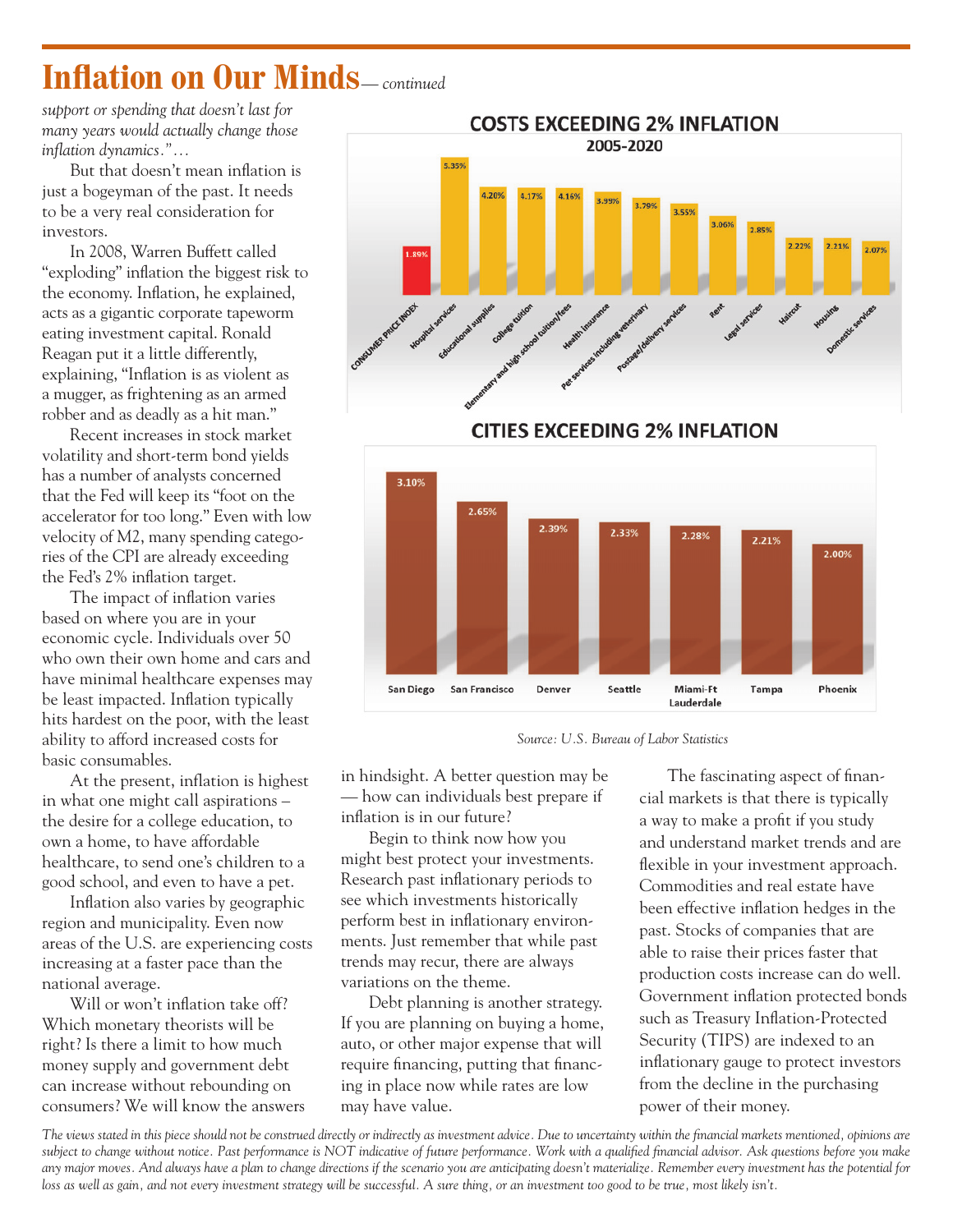# Inflation on Our Minds*— continued*

*support or spending that doesn't last for many years would actually change those inflation dynamics."...*

But that doesn't mean inflation is just a bogeyman of the past. It needs to be a very real consideration for investors.

In 2008, Warren Buffett called "exploding" inflation the biggest risk to the economy. Inflation, he explained, acts as a gigantic corporate tapeworm eating investment capital. Ronald Reagan put it a little differently, explaining, "Inflation is as violent as a mugger, as frightening as an armed robber and as deadly as a hit man."

Recent increases in stock market volatility and short-term bond yields has a number of analysts concerned that the Fed will keep its "foot on the accelerator for too long." Even with low velocity of M2, many spending categories of the CPI are already exceeding the Fed's 2% inflation target.

The impact of inflation varies based on where you are in your economic cycle. Individuals over 50 who own their own home and cars and have minimal healthcare expenses may be least impacted. Inflation typically hits hardest on the poor, with the least ability to afford increased costs for basic consumables.

At the present, inflation is highest in what one might call aspirations – the desire for a college education, to own a home, to have affordable healthcare, to send one's children to a good school, and even to have a pet.

Inflation also varies by geographic region and municipality. Even now areas of the U.S. are experiencing costs increasing at a faster pace than the national average.

Will or won't inflation take off? Which monetary theorists will be right? Is there a limit to how much money supply and government debt can increase without rebounding on consumers? We will know the answers in hindsight. A better question may be — how can individuals best prepare if inflation is in our future?

Begin to think now how you might best protect your investments. Research past inflationary periods to see which investments historically perform best in inflationary environments. Just remember that while past trends may recur, there are always variations on the theme.

Debt planning is another strategy. If you are planning on buying a home, auto, or other major expense that will require financing, putting that financing in place now while rates are low may have value.

The fascinating aspect of financial markets is that there is typically a way to make a profit if you study and understand market trends and are flexible in your investment approach. Commodities and real estate have been effective inflation hedges in the past. Stocks of companies that are able to raise their prices faster that production costs increase can do well. Government inflation protected bonds such as Treasury Inflation-Protected Security (TIPS) are indexed to an inflationary gauge to protect investors from the decline in the purchasing power of their money.

**COSTS EXCEEDING 2% INFLATION**
**2005-2020**

1.89% CONSUMER PRICE INDEX
5.35% Hospital services
4.20% Educational supplies
4.17% College tuition
4.16% Elementary and high school tuition/fees
3.99% Health insurance
3.79% Pet services including veterinary
3.55% Postage/delivery services
3.06% Rent
2.85% Legal services
2.22% Haircut
2.21% Housing
2.07% Domestic services

**CITIES EXCEEDING 2% INFLATION**

3.10% San Diego
2.65% San Francisco
2.39% Denver
2.33% Seattle
2.28% Miami-Ft Lauderdale
2.21% Tampa
2.00% Phoenix

*Source: U.S. Bureau of Labor Statistics*

*The views stated in this piece should not be construed directly or indirectly as investment advice. Due to uncertainty within the financial markets mentioned, opinions are subject to change without notice. Past performance is NOT indicative of future performance. Work with a qualified financial advisor. Ask questions before you make any major moves. And always have a plan to change directions if the scenario you are anticipating doesn't materialize. Remember every investment has the potential for loss as well as gain, and not every investment strategy will be successful. A sure thing, or an investment too good to be true, most likely isn't.*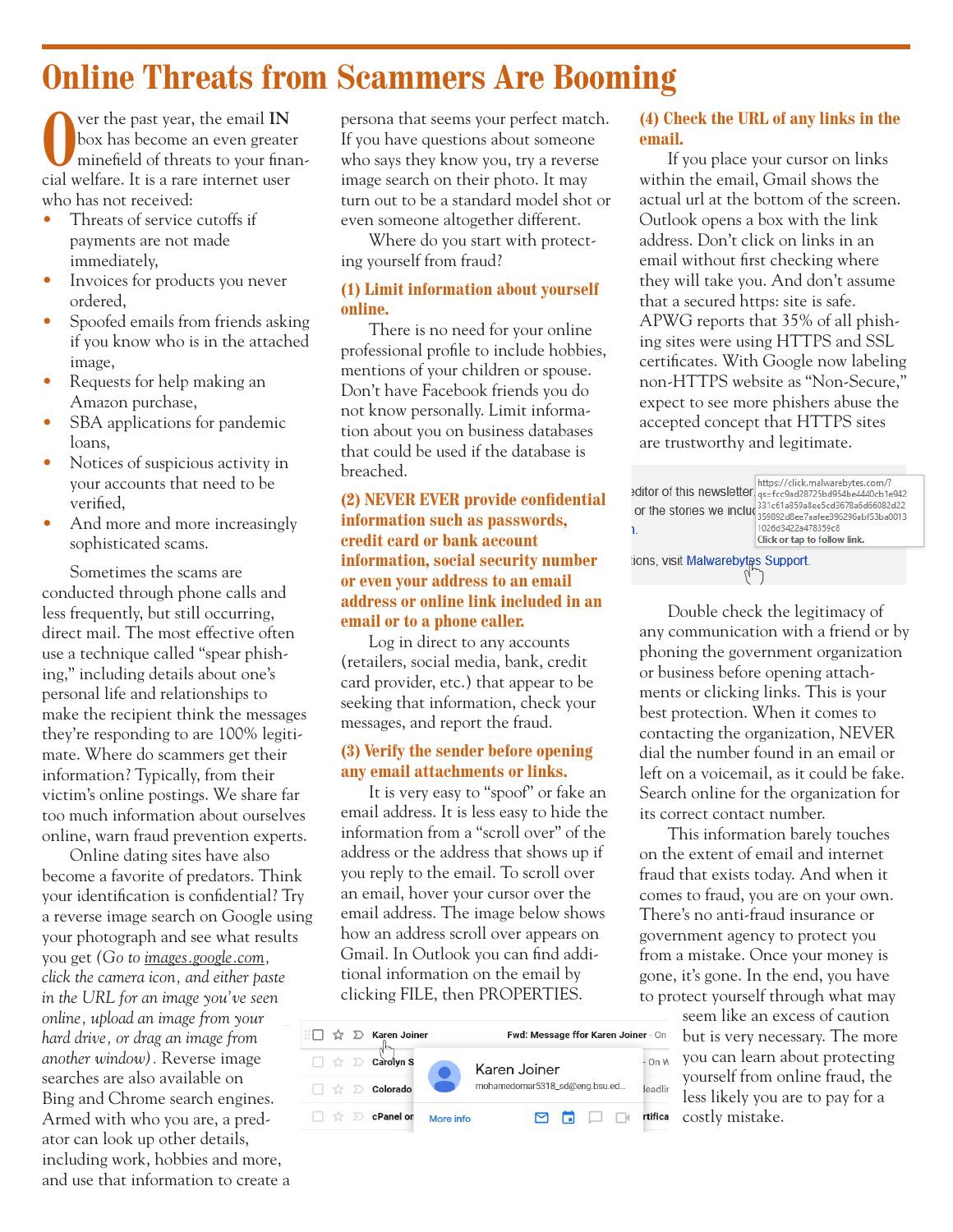# Online Threats from Scammers Are Booming

Over the past year, the email IN box has become an even greater minefield of threats to your financial welfare. It is a rare internet user who has not received:

- Threats of service cutoffs if payments are not made immediately,
- Invoices for products you never ordered,
- Spoofed emails from friends asking if you know who is in the attached image,
- Requests for help making an Amazon purchase,
- SBA applications for pandemic loans,
- Notices of suspicious activity in your accounts that need to be verified,
- And more and more increasingly sophisticated scams.

Sometimes the scams are conducted through phone calls and less frequently, but still occurring, direct mail. The most effective often use a technique called "spear phishing," including details about one's personal life and relationships to make the recipient think the messages they're responding to are 100% legitimate. Where do scammers get their information? Typically, from their victim's online postings. We share far too much information about ourselves online, warn fraud prevention experts.

Online dating sites have also become a favorite of predators. Think your identification is confidential? Try a reverse image search on Google using your photograph and see what results you get *(Go to images.google.com, click the camera icon, and either paste in the URL for an image you've seen online, upload an image from your hard drive, or drag an image from another window)*. Reverse image searches are also available on Bing and Chrome search engines. Armed with who you are, a predator can look up other details, including work, hobbies and more, and use that information to create a persona that seems your perfect match. If you have questions about someone who says they know you, try a reverse image search on their photo. It may turn out to be a standard model shot or even someone altogether different.

Where do you start with protecting yourself from fraud?

### (1) Limit information about yourself online.

There is no need for your online professional profile to include hobbies, mentions of your children or spouse. Don't have Facebook friends you do not know personally. Limit information about you on business databases that could be used if the database is breached.

### (2) NEVER EVER provide confidential information such as passwords, credit card or bank account information, social security number or even your address to an email address or online link included in an email or to a phone caller.

Log in direct to any accounts (retailers, social media, bank, credit card provider, etc.) that appear to be seeking that information, check your messages, and report the fraud.

### (3) Verify the sender before opening any email attachments or links.

It is very easy to "spoof" or fake an email address. It is less easy to hide the information from a "scroll over" of the address or the address that shows up if you reply to the email. To scroll over an email, hover your cursor over the email address. The image below shows how an address scroll over appears on Gmail. In Outlook you can find additional information on the email by clicking FILE, then PROPERTIES.

Karen Joiner — Fwd: Message ffor Karen Joiner - On
Carolyn S
Colorado
cPanel or
Karen Joiner
mohamedomar5318_sd@eng.bsu.ed...
More info

### (4) Check the URL of any links in the email.

If you place your cursor on links within the email, Gmail shows the actual url at the bottom of the screen. Outlook opens a box with the link address. Don't click on links in an email without first checking where they will take you. And don't assume that a secured https: site is safe. APWG reports that 35% of all phishing sites were using HTTPS and SSL certificates. With Google now labeling non-HTTPS website as "Non-Secure," expect to see more phishers abuse the accepted concept that HTTPS sites are trustworthy and legitimate.

editor of this newsletter
or the stories we includ
tions, visit Malwarebytes Support.
https://click.malwarebytes.com/?qs=fcc9ad28725bd954be4440cb1e942331c61a859a8ee5cd3678a6d66082d22359892d8ee7aafee396296abf53ba00131026d3422a478359c8
Click or tap to follow link.

Double check the legitimacy of any communication with a friend or by phoning the government organization or business before opening attachments or clicking links. This is your best protection. When it comes to contacting the organization, NEVER dial the number found in an email or left on a voicemail, as it could be fake. Search online for the organization for its correct contact number.

This information barely touches on the extent of email and internet fraud that exists today. And when it comes to fraud, you are on your own. There's no anti-fraud insurance or government agency to protect you from a mistake. Once your money is gone, it's gone. In the end, you have to protect yourself through what may seem like an excess of caution but is very necessary. The more you can learn about protecting yourself from online fraud, the less likely you are to pay for a costly mistake.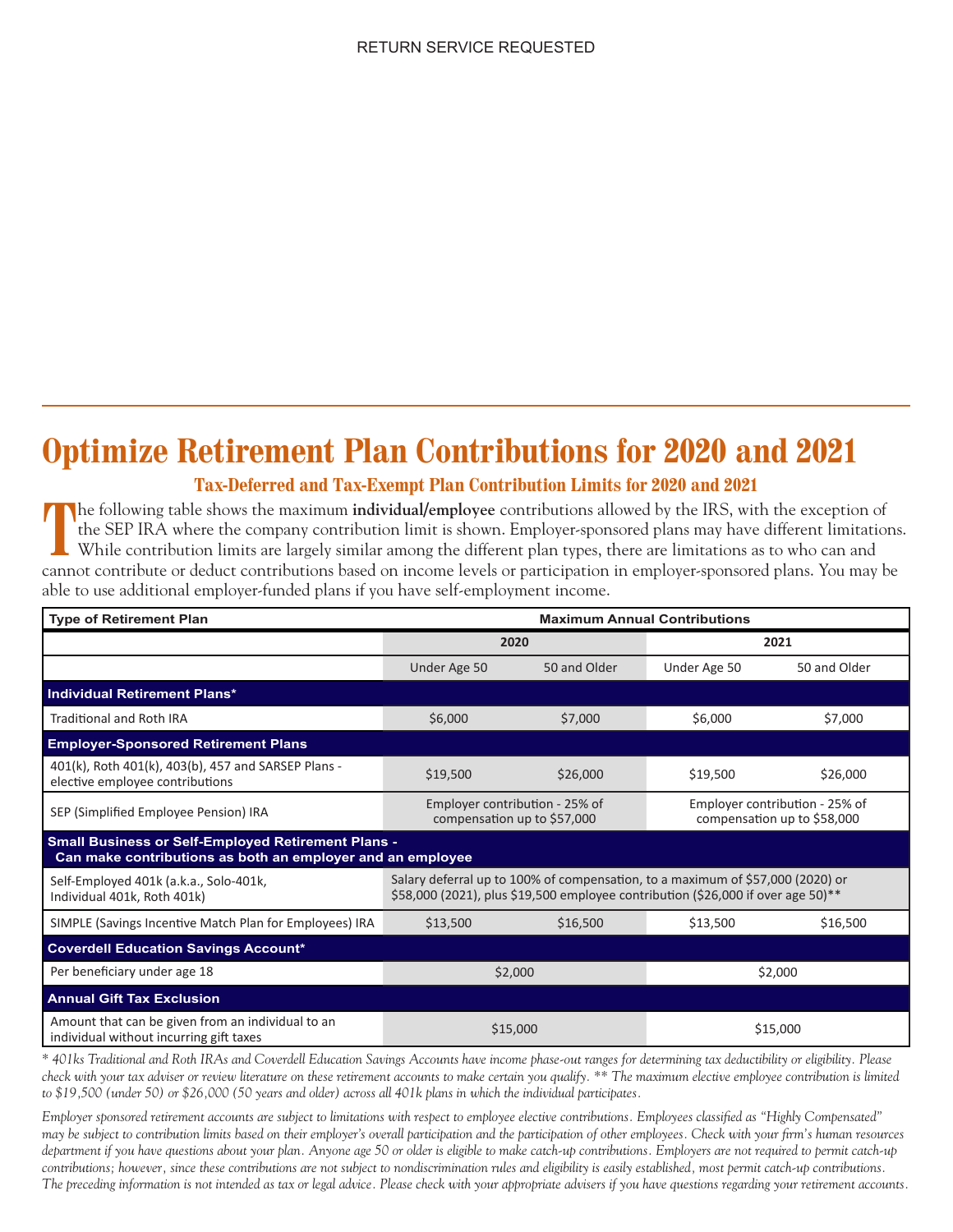RETURN SERVICE REQUESTED

# Optimize Retirement Plan Contributions for 2020 and 2021

### Tax-Deferred and Tax-Exempt Plan Contribution Limits for 2020 and 2021

The following table shows the maximum **individual/employee** contributions allowed by the IRS, with the exception of the SEP IRA where the company contribution limit is shown. Employer-sponsored plans may have different limitations. While contribution limits are largely similar among the different plan types, there are limitations as to who can and cannot contribute or deduct contributions based on income levels or participation in employer-sponsored plans. You may be able to use additional employer-funded plans if you have self-employment income.

| Type of Retirement Plan | Maximum Annual Contributions | | | |
|---|---|---|---|---|
| | 2020 | | 2021 | |
| | Under Age 50 | 50 and Older | Under Age 50 | 50 and Older |
| **Individual Retirement Plans*** | | | | |
| Traditional and Roth IRA | $6,000 | $7,000 | $6,000 | $7,000 |
| **Employer-Sponsored Retirement Plans** | | | | |
| 401(k), Roth 401(k), 403(b), 457 and SARSEP Plans - elective employee contributions | $19,500 | $26,000 | $19,500 | $26,000 |
| SEP (Simplified Employee Pension) IRA | Employer contribution - 25% of compensation up to $57,000 | | Employer contribution - 25% of compensation up to $58,000 | |
| **Small Business or Self-Employed Retirement Plans - Can make contributions as both an employer and an employee** | | | | |
| Self-Employed 401k (a.k.a., Solo-401k, Individual 401k, Roth 401k) | Salary deferral up to 100% of compensation, to a maximum of $57,000 (2020) or $58,000 (2021), plus $19,500 employee contribution ($26,000 if over age 50)** | | | |
| SIMPLE (Savings Incentive Match Plan for Employees) IRA | $13,500 | $16,500 | $13,500 | $16,500 |
| **Coverdell Education Savings Account*** | | | | |
| Per beneficiary under age 18 | $2,000 | | $2,000 | |
| **Annual Gift Tax Exclusion** | | | | |
| Amount that can be given from an individual to an individual without incurring gift taxes | $15,000 | | $15,000 | |

*\* 401ks Traditional and Roth IRAs and Coverdell Education Savings Accounts have income phase-out ranges for determining tax deductibility or eligibility. Please check with your tax adviser or review literature on these retirement accounts to make certain you qualify. \*\* The maximum elective employee contribution is limited to $19,500 (under 50) or $26,000 (50 years and older) across all 401k plans in which the individual participates.*

*Employer sponsored retirement accounts are subject to limitations with respect to employee elective contributions. Employees classified as "Highly Compensated" may be subject to contribution limits based on their employer's overall participation and the participation of other employees. Check with your firm's human resources department if you have questions about your plan. Anyone age 50 or older is eligible to make catch-up contributions. Employers are not required to permit catch-up contributions; however, since these contributions are not subject to nondiscrimination rules and eligibility is easily established, most permit catch-up contributions. The preceding information is not intended as tax or legal advice. Please check with your appropriate advisers if you have questions regarding your retirement accounts.*